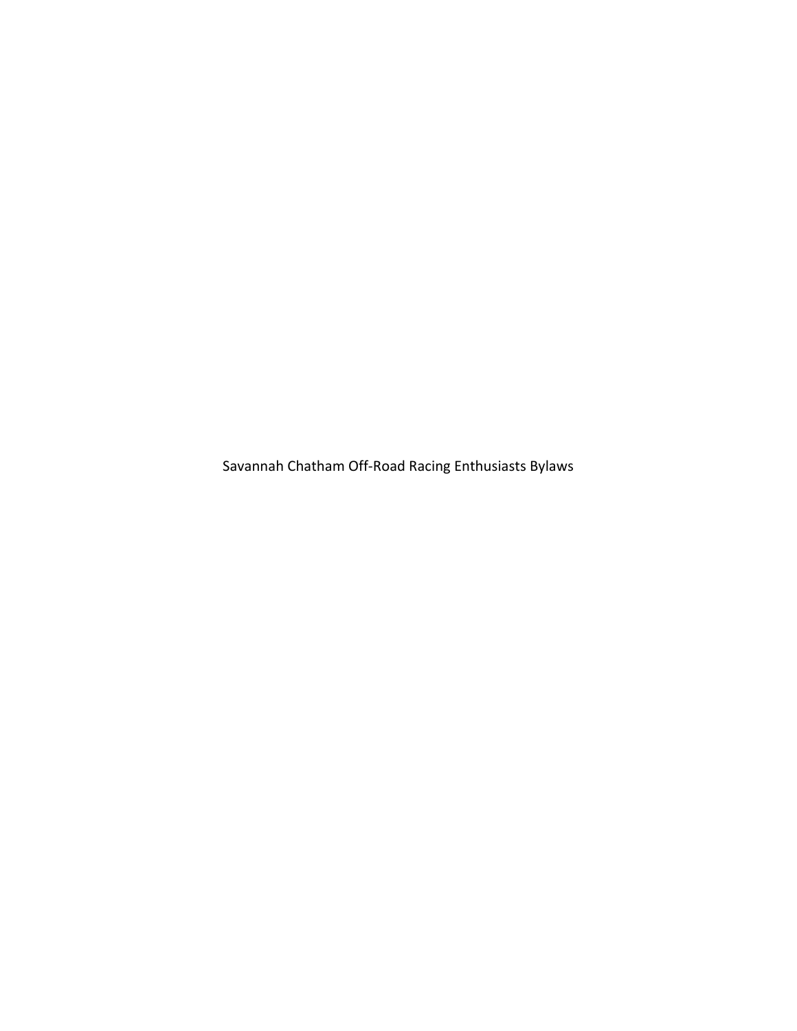# Savannah Chatham Off-Road Racing Enthusiasts Bylaws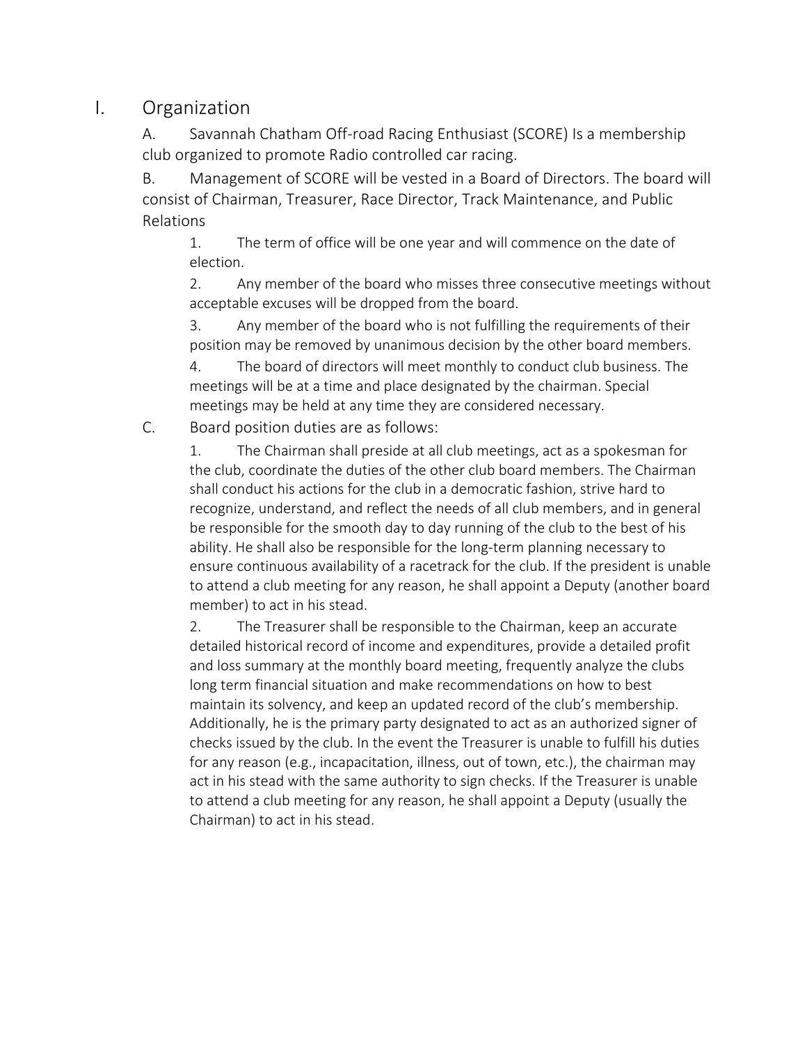# I. Organization

A. Savannah Chatham Off-road Racing Enthusiast (SCORE) Is a membership club organized to promote Radio controlled car racing.

B. Management of SCORE will be vested in a Board of Directors. The board will consist of Chairman, Treasurer, Race Director, Track Maintenance, and Public Relations

1. The term of office will be one year and will commence on the date of election.
2. Any member of the board who misses three consecutive meetings without acceptable excuses will be dropped from the board.
3. Any member of the board who is not fulfilling the requirements of their position may be removed by unanimous decision by the other board members.
4. The board of directors will meet monthly to conduct club business. The meetings will be at a time and place designated by the chairman. Special meetings may be held at any time they are considered necessary.

C. Board position duties are as follows:

1. The Chairman shall preside at all club meetings, act as a spokesman for the club, coordinate the duties of the other club board members. The Chairman shall conduct his actions for the club in a democratic fashion, strive hard to recognize, understand, and reflect the needs of all club members, and in general be responsible for the smooth day to day running of the club to the best of his ability. He shall also be responsible for the long-term planning necessary to ensure continuous availability of a racetrack for the club. If the president is unable to attend a club meeting for any reason, he shall appoint a Deputy (another board member) to act in his stead.
2. The Treasurer shall be responsible to the Chairman, keep an accurate detailed historical record of income and expenditures, provide a detailed profit and loss summary at the monthly board meeting, frequently analyze the clubs long term financial situation and make recommendations on how to best maintain its solvency, and keep an updated record of the club's membership. Additionally, he is the primary party designated to act as an authorized signer of checks issued by the club. In the event the Treasurer is unable to fulfill his duties for any reason (e.g., incapacitation, illness, out of town, etc.), the chairman may act in his stead with the same authority to sign checks. If the Treasurer is unable to attend a club meeting for any reason, he shall appoint a Deputy (usually the Chairman) to act in his stead.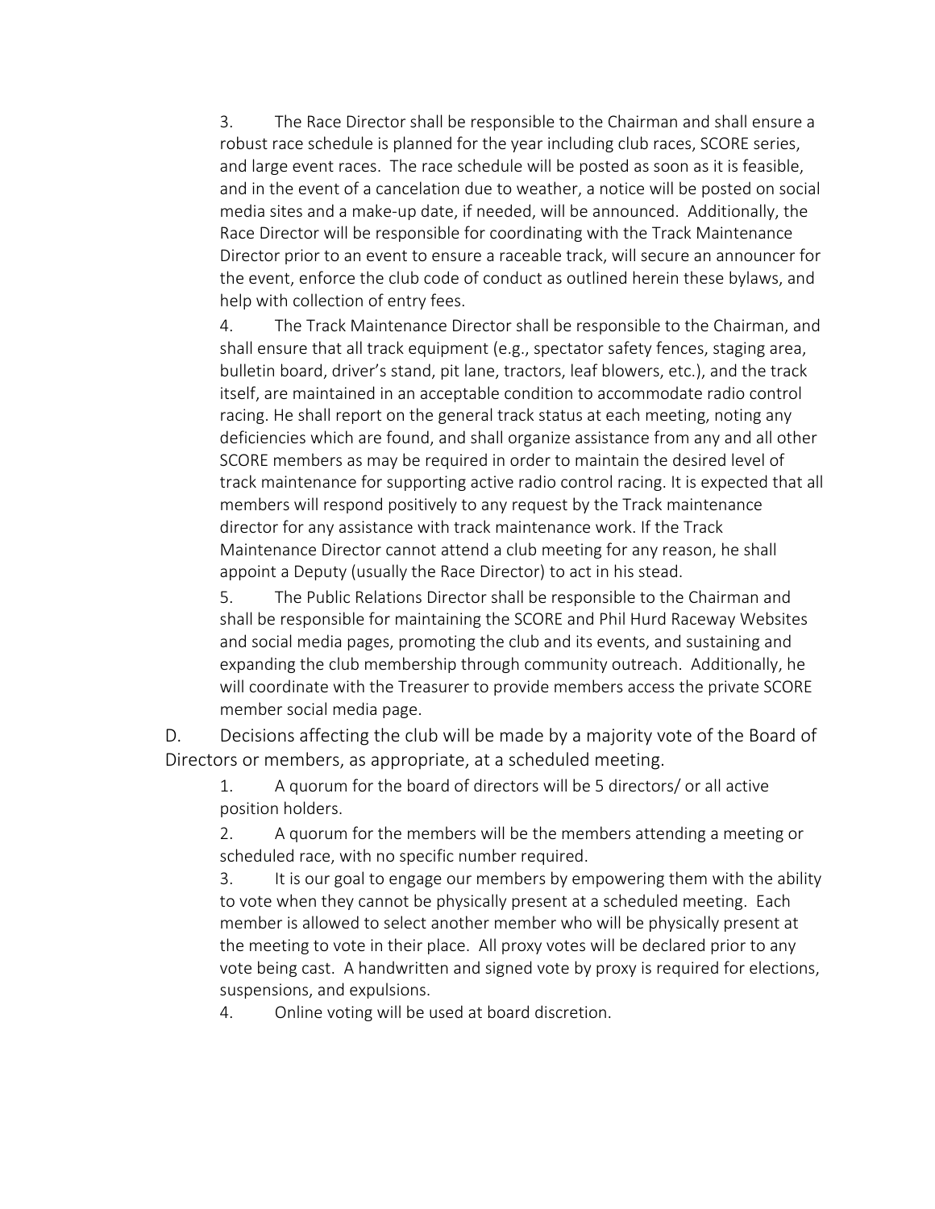3. The Race Director shall be responsible to the Chairman and shall ensure a robust race schedule is planned for the year including club races, SCORE series, and large event races. The race schedule will be posted as soon as it is feasible, and in the event of a cancelation due to weather, a notice will be posted on social media sites and a make-up date, if needed, will be announced. Additionally, the Race Director will be responsible for coordinating with the Track Maintenance Director prior to an event to ensure a raceable track, will secure an announcer for the event, enforce the club code of conduct as outlined herein these bylaws, and help with collection of entry fees.

4. The Track Maintenance Director shall be responsible to the Chairman, and shall ensure that all track equipment (e.g., spectator safety fences, staging area, bulletin board, driver's stand, pit lane, tractors, leaf blowers, etc.), and the track itself, are maintained in an acceptable condition to accommodate radio control racing. He shall report on the general track status at each meeting, noting any deficiencies which are found, and shall organize assistance from any and all other SCORE members as may be required in order to maintain the desired level of track maintenance for supporting active radio control racing. It is expected that all members will respond positively to any request by the Track maintenance director for any assistance with track maintenance work. If the Track Maintenance Director cannot attend a club meeting for any reason, he shall appoint a Deputy (usually the Race Director) to act in his stead.

5. The Public Relations Director shall be responsible to the Chairman and shall be responsible for maintaining the SCORE and Phil Hurd Raceway Websites and social media pages, promoting the club and its events, and sustaining and expanding the club membership through community outreach. Additionally, he will coordinate with the Treasurer to provide members access the private SCORE member social media page.

D. Decisions affecting the club will be made by a majority vote of the Board of Directors or members, as appropriate, at a scheduled meeting.

1. A quorum for the board of directors will be 5 directors/ or all active position holders.

2. A quorum for the members will be the members attending a meeting or scheduled race, with no specific number required.

3. It is our goal to engage our members by empowering them with the ability to vote when they cannot be physically present at a scheduled meeting. Each member is allowed to select another member who will be physically present at the meeting to vote in their place. All proxy votes will be declared prior to any vote being cast. A handwritten and signed vote by proxy is required for elections, suspensions, and expulsions.

4. Online voting will be used at board discretion.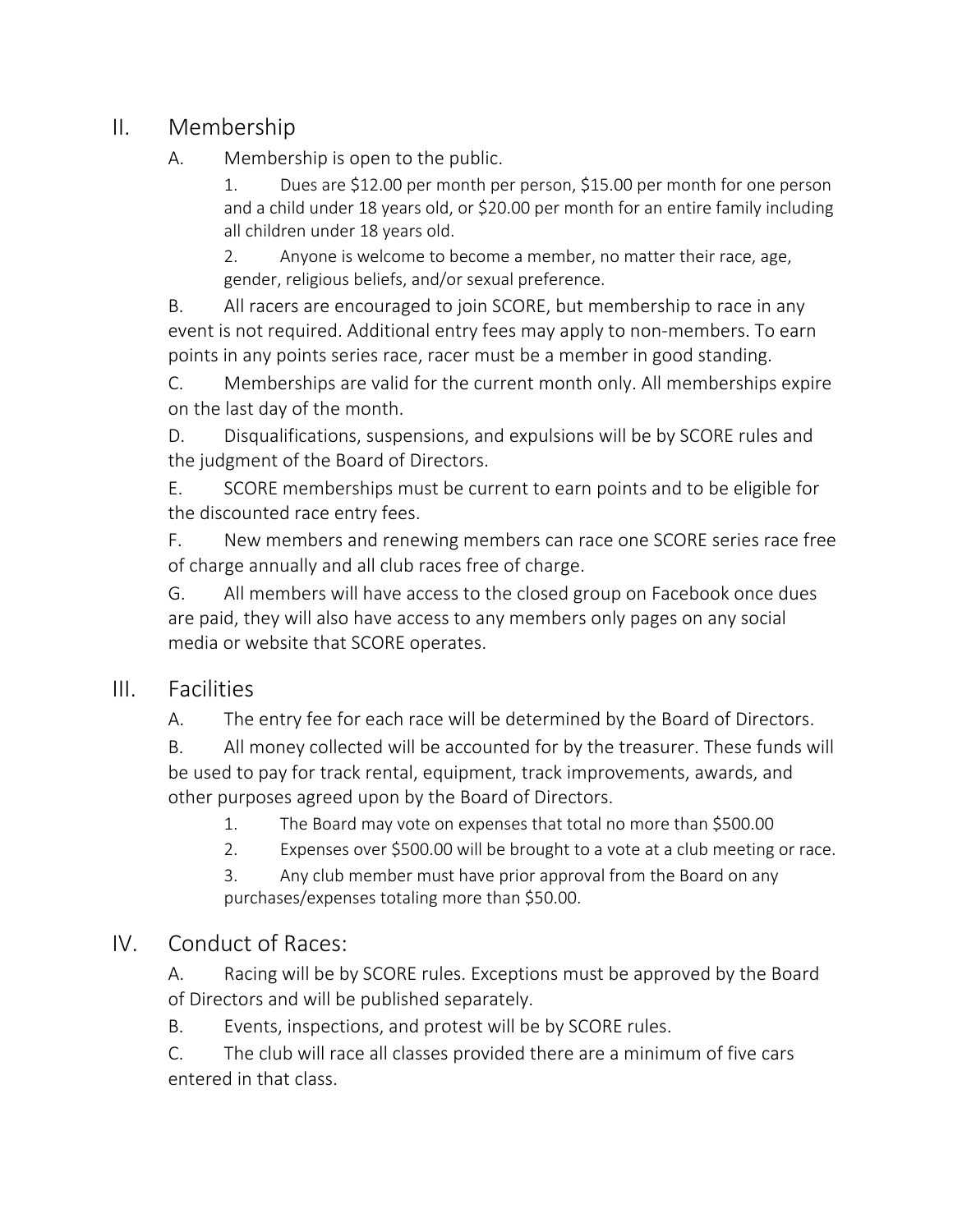## II. Membership

A. Membership is open to the public.

1. Dues are $12.00 per month per person, $15.00 per month for one person and a child under 18 years old, or $20.00 per month for an entire family including all children under 18 years old.

2. Anyone is welcome to become a member, no matter their race, age, gender, religious beliefs, and/or sexual preference.

B. All racers are encouraged to join SCORE, but membership to race in any event is not required. Additional entry fees may apply to non-members. To earn points in any points series race, racer must be a member in good standing.

C. Memberships are valid for the current month only. All memberships expire on the last day of the month.

D. Disqualifications, suspensions, and expulsions will be by SCORE rules and the judgment of the Board of Directors.

E. SCORE memberships must be current to earn points and to be eligible for the discounted race entry fees.

F. New members and renewing members can race one SCORE series race free of charge annually and all club races free of charge.

G. All members will have access to the closed group on Facebook once dues are paid, they will also have access to any members only pages on any social media or website that SCORE operates.

## III. Facilities

A. The entry fee for each race will be determined by the Board of Directors.

B. All money collected will be accounted for by the treasurer. These funds will be used to pay for track rental, equipment, track improvements, awards, and other purposes agreed upon by the Board of Directors.

1. The Board may vote on expenses that total no more than $500.00

2. Expenses over $500.00 will be brought to a vote at a club meeting or race.

3. Any club member must have prior approval from the Board on any purchases/expenses totaling more than $50.00.

## IV. Conduct of Races:

A. Racing will be by SCORE rules. Exceptions must be approved by the Board of Directors and will be published separately.

B. Events, inspections, and protest will be by SCORE rules.

C. The club will race all classes provided there are a minimum of five cars entered in that class.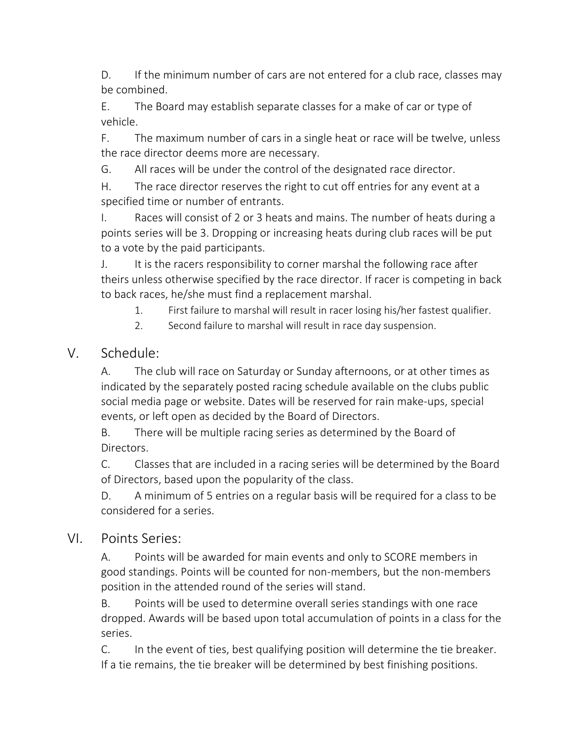D. If the minimum number of cars are not entered for a club race, classes may be combined.

E. The Board may establish separate classes for a make of car or type of vehicle.

F. The maximum number of cars in a single heat or race will be twelve, unless the race director deems more are necessary.

G. All races will be under the control of the designated race director.

H. The race director reserves the right to cut off entries for any event at a specified time or number of entrants.

I. Races will consist of 2 or 3 heats and mains. The number of heats during a points series will be 3. Dropping or increasing heats during club races will be put to a vote by the paid participants.

J. It is the racers responsibility to corner marshal the following race after theirs unless otherwise specified by the race director. If racer is competing in back to back races, he/she must find a replacement marshal.

1. First failure to marshal will result in racer losing his/her fastest qualifier.
2. Second failure to marshal will result in race day suspension.

## V. Schedule:

A. The club will race on Saturday or Sunday afternoons, or at other times as indicated by the separately posted racing schedule available on the clubs public social media page or website. Dates will be reserved for rain make-ups, special events, or left open as decided by the Board of Directors.

B. There will be multiple racing series as determined by the Board of Directors.

C. Classes that are included in a racing series will be determined by the Board of Directors, based upon the popularity of the class.

D. A minimum of 5 entries on a regular basis will be required for a class to be considered for a series.

## VI. Points Series:

A. Points will be awarded for main events and only to SCORE members in good standings. Points will be counted for non-members, but the non-members position in the attended round of the series will stand.

B. Points will be used to determine overall series standings with one race dropped. Awards will be based upon total accumulation of points in a class for the series.

C. In the event of ties, best qualifying position will determine the tie breaker. If a tie remains, the tie breaker will be determined by best finishing positions.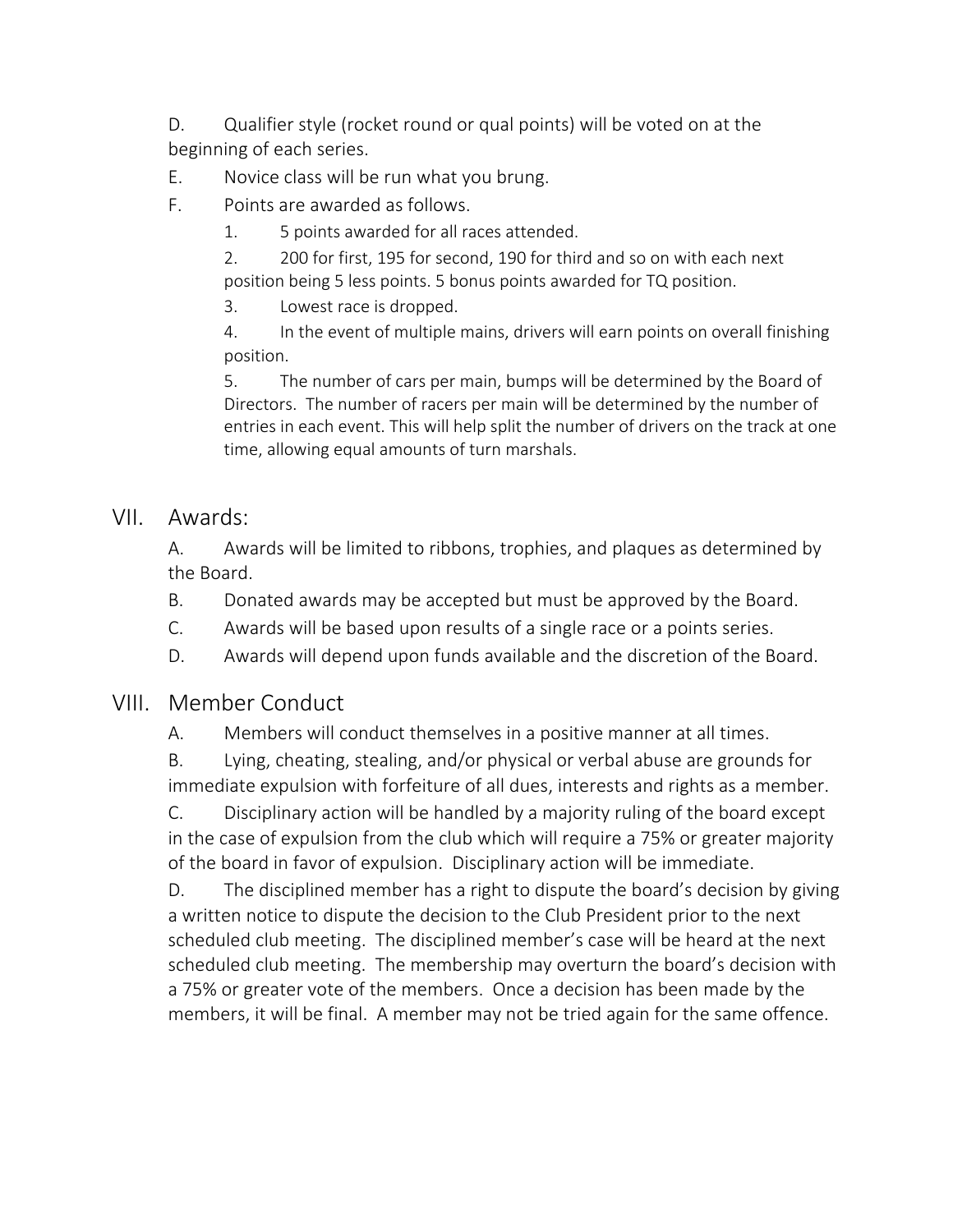D. Qualifier style (rocket round or qual points) will be voted on at the beginning of each series.

E. Novice class will be run what you brung.

F. Points are awarded as follows.

1. 5 points awarded for all races attended.

2. 200 for first, 195 for second, 190 for third and so on with each next position being 5 less points. 5 bonus points awarded for TQ position.

3. Lowest race is dropped.

4. In the event of multiple mains, drivers will earn points on overall finishing position.

5. The number of cars per main, bumps will be determined by the Board of Directors. The number of racers per main will be determined by the number of entries in each event. This will help split the number of drivers on the track at one time, allowing equal amounts of turn marshals.

## VII. Awards:

A. Awards will be limited to ribbons, trophies, and plaques as determined by the Board.

B. Donated awards may be accepted but must be approved by the Board.

C. Awards will be based upon results of a single race or a points series.

D. Awards will depend upon funds available and the discretion of the Board.

## VIII. Member Conduct

A. Members will conduct themselves in a positive manner at all times.

B. Lying, cheating, stealing, and/or physical or verbal abuse are grounds for immediate expulsion with forfeiture of all dues, interests and rights as a member.

C. Disciplinary action will be handled by a majority ruling of the board except in the case of expulsion from the club which will require a 75% or greater majority of the board in favor of expulsion. Disciplinary action will be immediate.

D. The disciplined member has a right to dispute the board's decision by giving a written notice to dispute the decision to the Club President prior to the next scheduled club meeting. The disciplined member's case will be heard at the next scheduled club meeting. The membership may overturn the board's decision with a 75% or greater vote of the members. Once a decision has been made by the members, it will be final. A member may not be tried again for the same offence.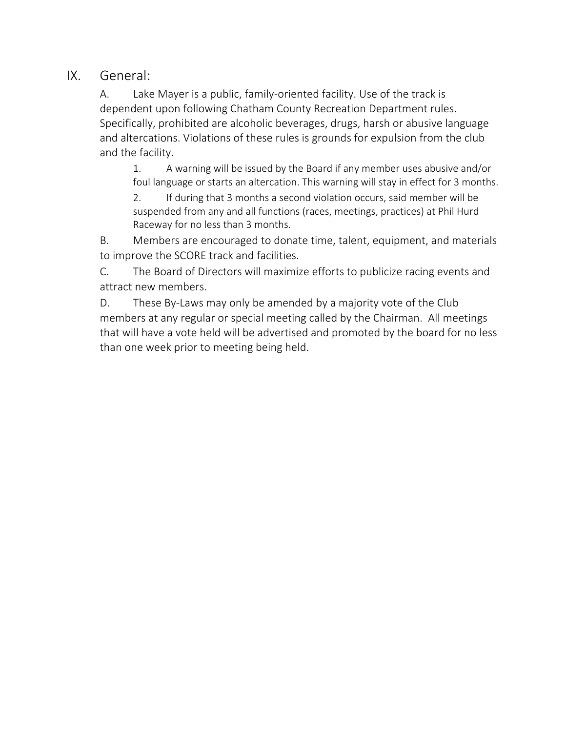## IX. General:

A. Lake Mayer is a public, family-oriented facility. Use of the track is dependent upon following Chatham County Recreation Department rules. Specifically, prohibited are alcoholic beverages, drugs, harsh or abusive language and altercations. Violations of these rules is grounds for expulsion from the club and the facility.

1. A warning will be issued by the Board if any member uses abusive and/or foul language or starts an altercation. This warning will stay in effect for 3 months.
2. If during that 3 months a second violation occurs, said member will be suspended from any and all functions (races, meetings, practices) at Phil Hurd Raceway for no less than 3 months.

B. Members are encouraged to donate time, talent, equipment, and materials to improve the SCORE track and facilities.

C. The Board of Directors will maximize efforts to publicize racing events and attract new members.

D. These By-Laws may only be amended by a majority vote of the Club members at any regular or special meeting called by the Chairman. All meetings that will have a vote held will be advertised and promoted by the board for no less than one week prior to meeting being held.